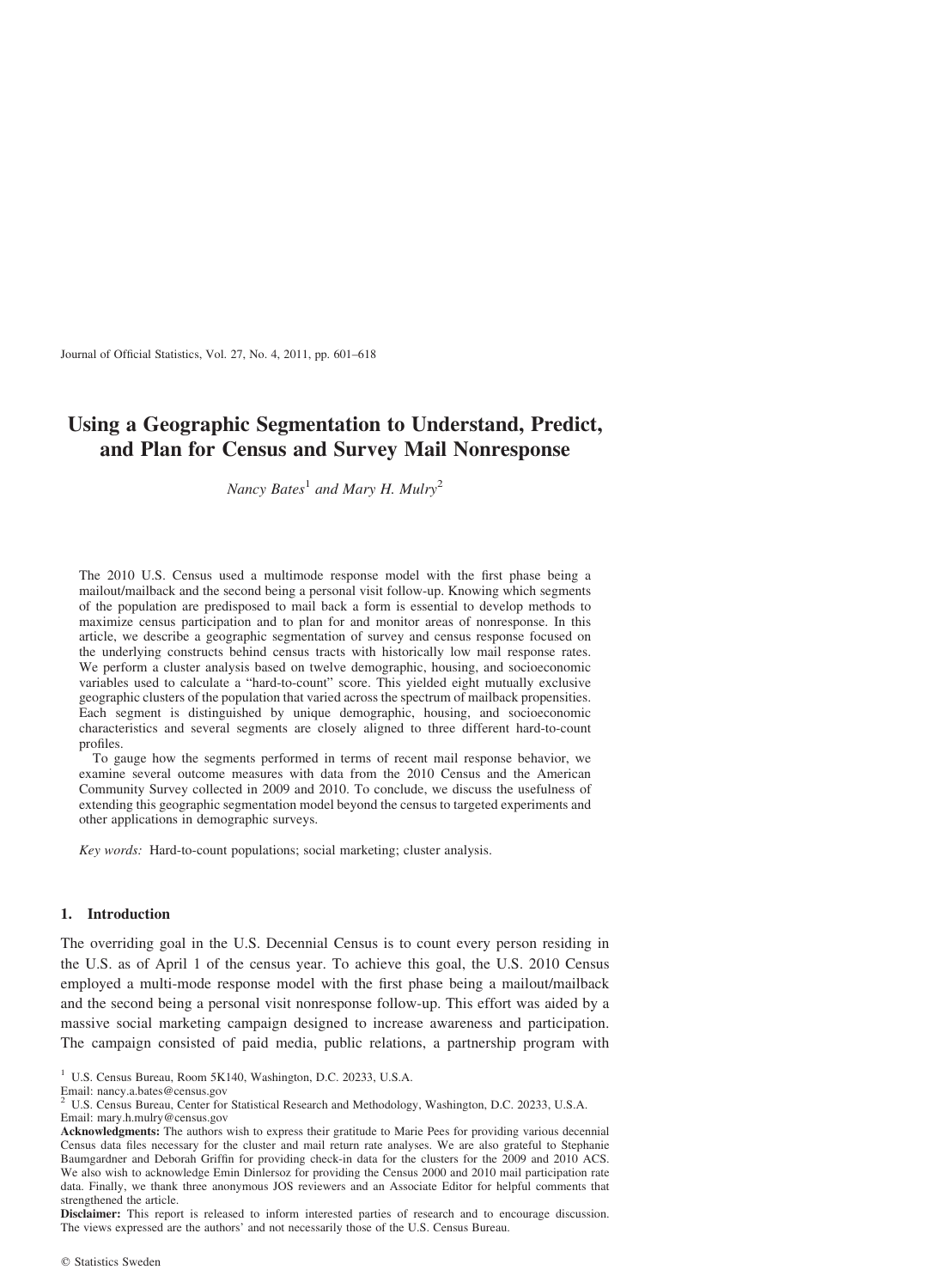# Using a Geographic Segmentation to Understand, Predict, and Plan for Census and Survey Mail Nonresponse

*Nancy Bates*[1] *and Mary H. Mulry*[2]

The 2010 U.S. Census used a multimode response model with the first phase being a mailout/mailback and the second being a personal visit follow-up. Knowing which segments of the population are predisposed to mail back a form is essential to develop methods to maximize census participation and to plan for and monitor areas of nonresponse. In this article, we describe a geographic segmentation of survey and census response focused on the underlying constructs behind census tracts with historically low mail response rates. We perform a cluster analysis based on twelve demographic, housing, and socioeconomic variables used to calculate a "hard-to-count" score. This yielded eight mutually exclusive geographic clusters of the population that varied across the spectrum of mailback propensities. Each segment is distinguished by unique demographic, housing, and socioeconomic characteristics and several segments are closely aligned to three different hard-to-count profiles.

To gauge how the segments performed in terms of recent mail response behavior, we examine several outcome measures with data from the 2010 Census and the American Community Survey collected in 2009 and 2010. To conclude, we discuss the usefulness of extending this geographic segmentation model beyond the census to targeted experiments and other applications in demographic surveys.

*Key words:* Hard-to-count populations; social marketing; cluster analysis.

## 1. Introduction

The overriding goal in the U.S. Decennial Census is to count every person residing in the U.S. as of April 1 of the census year. To achieve this goal, the U.S. 2010 Census employed a multi-mode response model with the first phase being a mailout/mailback and the second being a personal visit nonresponse follow-up. This effort was aided by a massive social marketing campaign designed to increase awareness and participation. The campaign consisted of paid media, public relations, a partnership program with

[1] U.S. Census Bureau, Room 5K140, Washington, D.C. 20233, U.S.A. Email: nancy.a.bates@census.gov

[2] U.S. Census Bureau, Center for Statistical Research and Methodology, Washington, D.C. 20233, U.S.A. Email: mary.h.mulry@census.gov

**Acknowledgments:** The authors wish to express their gratitude to Marie Pees for providing various decennial Census data files necessary for the cluster and mail return rate analyses. We are also grateful to Stephanie Baumgardner and Deborah Griffin for providing check-in data for the clusters for the 2009 and 2010 ACS. We also wish to acknowledge Emin Dinlersoz for providing the Census 2000 and 2010 mail participation rate data. Finally, we thank three anonymous JOS reviewers and an Associate Editor for helpful comments that strengthened the article.

**Disclaimer:** This report is released to inform interested parties of research and to encourage discussion. The views expressed are the authors' and not necessarily those of the U.S. Census Bureau.

© Statistics Sweden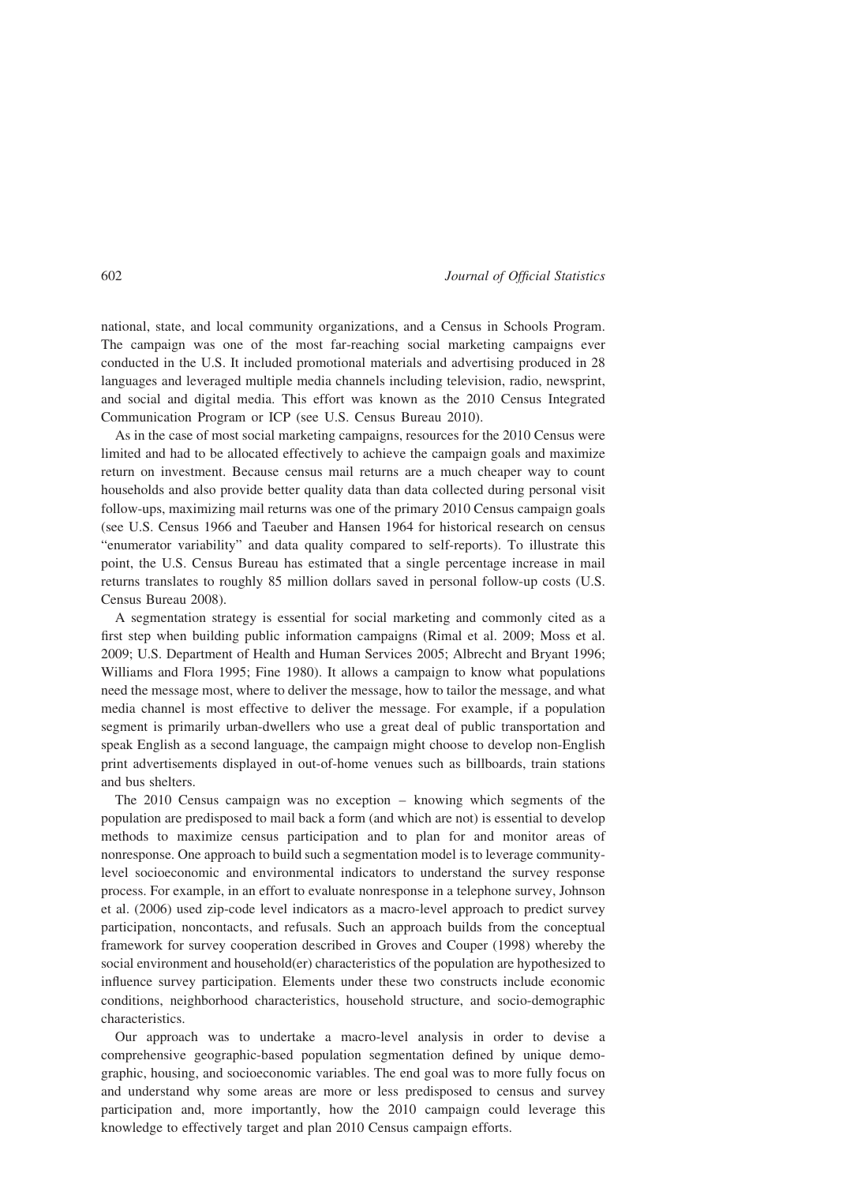national, state, and local community organizations, and a Census in Schools Program. The campaign was one of the most far-reaching social marketing campaigns ever conducted in the U.S. It included promotional materials and advertising produced in 28 languages and leveraged multiple media channels including television, radio, newsprint, and social and digital media. This effort was known as the 2010 Census Integrated Communication Program or ICP (see U.S. Census Bureau 2010).

As in the case of most social marketing campaigns, resources for the 2010 Census were limited and had to be allocated effectively to achieve the campaign goals and maximize return on investment. Because census mail returns are a much cheaper way to count households and also provide better quality data than data collected during personal visit follow-ups, maximizing mail returns was one of the primary 2010 Census campaign goals (see U.S. Census 1966 and Taeuber and Hansen 1964 for historical research on census "enumerator variability" and data quality compared to self-reports). To illustrate this point, the U.S. Census Bureau has estimated that a single percentage increase in mail returns translates to roughly 85 million dollars saved in personal follow-up costs (U.S. Census Bureau 2008).

A segmentation strategy is essential for social marketing and commonly cited as a first step when building public information campaigns (Rimal et al. 2009; Moss et al. 2009; U.S. Department of Health and Human Services 2005; Albrecht and Bryant 1996; Williams and Flora 1995; Fine 1980). It allows a campaign to know what populations need the message most, where to deliver the message, how to tailor the message, and what media channel is most effective to deliver the message. For example, if a population segment is primarily urban-dwellers who use a great deal of public transportation and speak English as a second language, the campaign might choose to develop non-English print advertisements displayed in out-of-home venues such as billboards, train stations and bus shelters.

The 2010 Census campaign was no exception – knowing which segments of the population are predisposed to mail back a form (and which are not) is essential to develop methods to maximize census participation and to plan for and monitor areas of nonresponse. One approach to build such a segmentation model is to leverage community-level socioeconomic and environmental indicators to understand the survey response process. For example, in an effort to evaluate nonresponse in a telephone survey, Johnson et al. (2006) used zip-code level indicators as a macro-level approach to predict survey participation, noncontacts, and refusals. Such an approach builds from the conceptual framework for survey cooperation described in Groves and Couper (1998) whereby the social environment and household(er) characteristics of the population are hypothesized to influence survey participation. Elements under these two constructs include economic conditions, neighborhood characteristics, household structure, and socio-demographic characteristics.

Our approach was to undertake a macro-level analysis in order to devise a comprehensive geographic-based population segmentation defined by unique demographic, housing, and socioeconomic variables. The end goal was to more fully focus on and understand why some areas are more or less predisposed to census and survey participation and, more importantly, how the 2010 campaign could leverage this knowledge to effectively target and plan 2010 Census campaign efforts.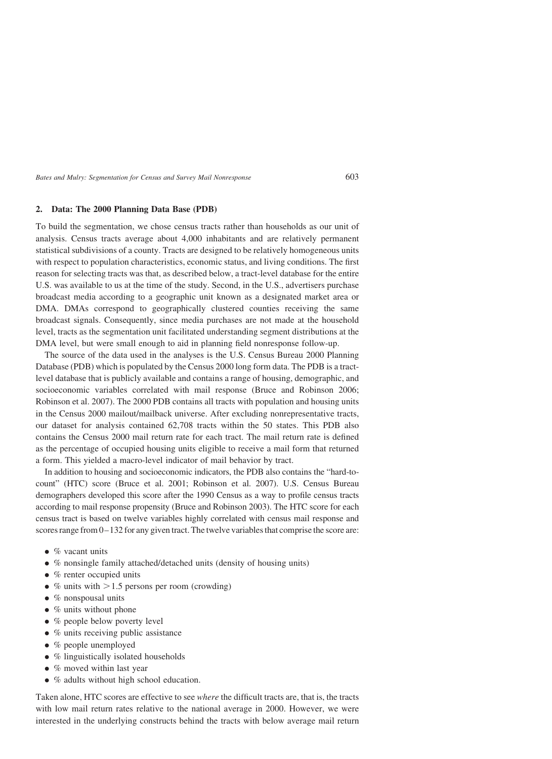## 2. Data: The 2000 Planning Data Base (PDB)

To build the segmentation, we chose census tracts rather than households as our unit of analysis. Census tracts average about 4,000 inhabitants and are relatively permanent statistical subdivisions of a county. Tracts are designed to be relatively homogeneous units with respect to population characteristics, economic status, and living conditions. The first reason for selecting tracts was that, as described below, a tract-level database for the entire U.S. was available to us at the time of the study. Second, in the U.S., advertisers purchase broadcast media according to a geographic unit known as a designated market area or DMA. DMAs correspond to geographically clustered counties receiving the same broadcast signals. Consequently, since media purchases are not made at the household level, tracts as the segmentation unit facilitated understanding segment distributions at the DMA level, but were small enough to aid in planning field nonresponse follow-up.

The source of the data used in the analyses is the U.S. Census Bureau 2000 Planning Database (PDB) which is populated by the Census 2000 long form data. The PDB is a tract-level database that is publicly available and contains a range of housing, demographic, and socioeconomic variables correlated with mail response (Bruce and Robinson 2006; Robinson et al. 2007). The 2000 PDB contains all tracts with population and housing units in the Census 2000 mailout/mailback universe. After excluding nonrepresentative tracts, our dataset for analysis contained 62,708 tracts within the 50 states. This PDB also contains the Census 2000 mail return rate for each tract. The mail return rate is defined as the percentage of occupied housing units eligible to receive a mail form that returned a form. This yielded a macro-level indicator of mail behavior by tract.

In addition to housing and socioeconomic indicators, the PDB also contains the "hard-to-count" (HTC) score (Bruce et al. 2001; Robinson et al. 2007). U.S. Census Bureau demographers developed this score after the 1990 Census as a way to profile census tracts according to mail response propensity (Bruce and Robinson 2003). The HTC score for each census tract is based on twelve variables highly correlated with census mail response and scores range from 0–132 for any given tract. The twelve variables that comprise the score are:

- % vacant units
- % nonsingle family attached/detached units (density of housing units)
- % renter occupied units
- % units with >1.5 persons per room (crowding)
- % nonspousal units
- % units without phone
- % people below poverty level
- % units receiving public assistance
- % people unemployed
- % linguistically isolated households
- % moved within last year
- % adults without high school education.

Taken alone, HTC scores are effective to see *where* the difficult tracts are, that is, the tracts with low mail return rates relative to the national average in 2000. However, we were interested in the underlying constructs behind the tracts with below average mail return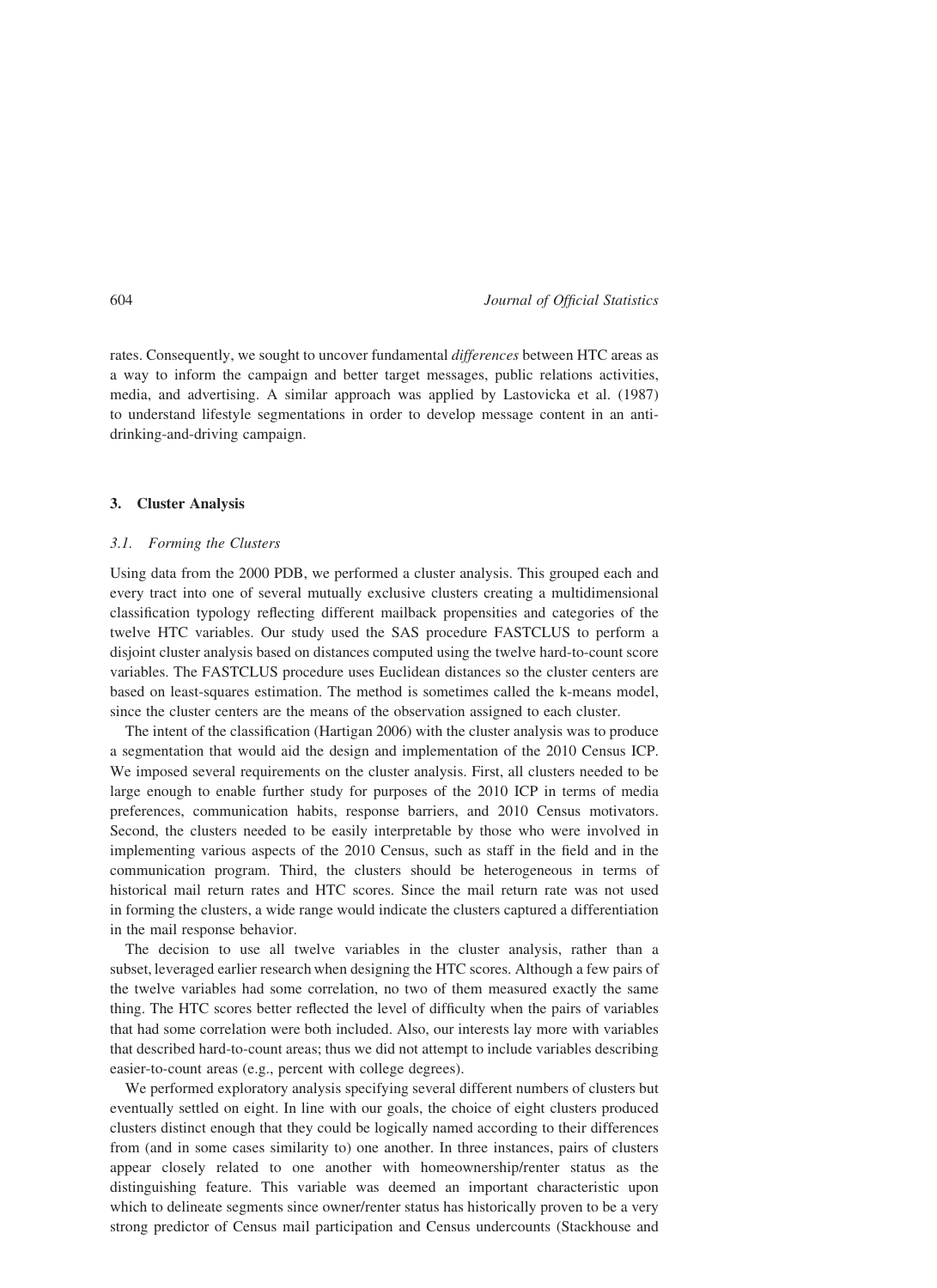rates. Consequently, we sought to uncover fundamental *differences* between HTC areas as a way to inform the campaign and better target messages, public relations activities, media, and advertising. A similar approach was applied by Lastovicka et al. (1987) to understand lifestyle segmentations in order to develop message content in an anti-drinking-and-driving campaign.

## 3. Cluster Analysis

### 3.1. Forming the Clusters

Using data from the 2000 PDB, we performed a cluster analysis. This grouped each and every tract into one of several mutually exclusive clusters creating a multidimensional classification typology reflecting different mailback propensities and categories of the twelve HTC variables. Our study used the SAS procedure FASTCLUS to perform a disjoint cluster analysis based on distances computed using the twelve hard-to-count score variables. The FASTCLUS procedure uses Euclidean distances so the cluster centers are based on least-squares estimation. The method is sometimes called the k-means model, since the cluster centers are the means of the observation assigned to each cluster.

The intent of the classification (Hartigan 2006) with the cluster analysis was to produce a segmentation that would aid the design and implementation of the 2010 Census ICP. We imposed several requirements on the cluster analysis. First, all clusters needed to be large enough to enable further study for purposes of the 2010 ICP in terms of media preferences, communication habits, response barriers, and 2010 Census motivators. Second, the clusters needed to be easily interpretable by those who were involved in implementing various aspects of the 2010 Census, such as staff in the field and in the communication program. Third, the clusters should be heterogeneous in terms of historical mail return rates and HTC scores. Since the mail return rate was not used in forming the clusters, a wide range would indicate the clusters captured a differentiation in the mail response behavior.

The decision to use all twelve variables in the cluster analysis, rather than a subset, leveraged earlier research when designing the HTC scores. Although a few pairs of the twelve variables had some correlation, no two of them measured exactly the same thing. The HTC scores better reflected the level of difficulty when the pairs of variables that had some correlation were both included. Also, our interests lay more with variables that described hard-to-count areas; thus we did not attempt to include variables describing easier-to-count areas (e.g., percent with college degrees).

We performed exploratory analysis specifying several different numbers of clusters but eventually settled on eight. In line with our goals, the choice of eight clusters produced clusters distinct enough that they could be logically named according to their differences from (and in some cases similarity to) one another. In three instances, pairs of clusters appear closely related to one another with homeownership/renter status as the distinguishing feature. This variable was deemed an important characteristic upon which to delineate segments since owner/renter status has historically proven to be a very strong predictor of Census mail participation and Census undercounts (Stackhouse and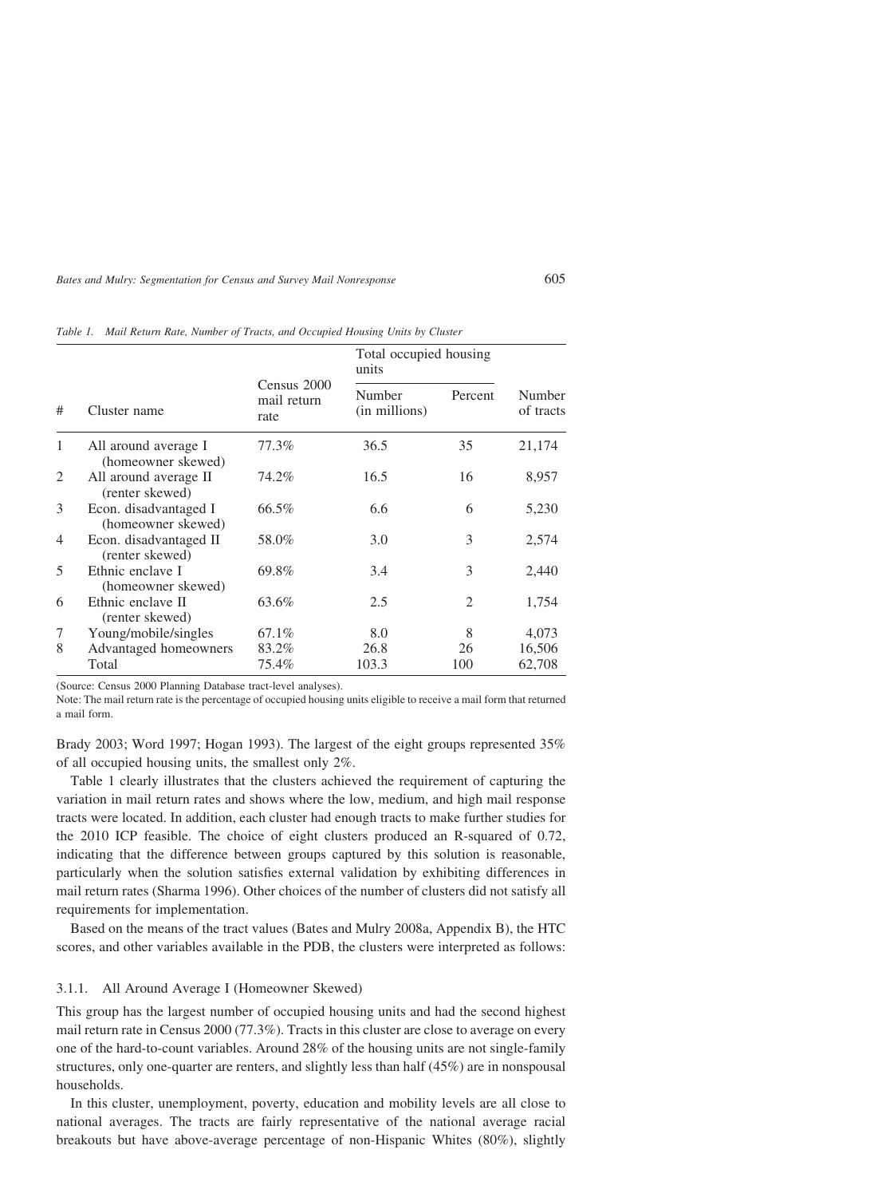*Table 1. Mail Return Rate, Number of Tracts, and Occupied Housing Units by Cluster*

| # | Cluster name | Census 2000 mail return rate | Total occupied housing units | | Number of tracts |
|---|---|---|---|---|---|
| | | | Number (in millions) | Percent | |
| 1 | All around average I (homeowner skewed) | 77.3% | 36.5 | 35 | 21,174 |
| 2 | All around average II (renter skewed) | 74.2% | 16.5 | 16 | 8,957 |
| 3 | Econ. disadvantaged I (homeowner skewed) | 66.5% | 6.6 | 6 | 5,230 |
| 4 | Econ. disadvantaged II (renter skewed) | 58.0% | 3.0 | 3 | 2,574 |
| 5 | Ethnic enclave I (homeowner skewed) | 69.8% | 3.4 | 3 | 2,440 |
| 6 | Ethnic enclave II (renter skewed) | 63.6% | 2.5 | 2 | 1,754 |
| 7 | Young/mobile/singles | 67.1% | 8.0 | 8 | 4,073 |
| 8 | Advantaged homeowners | 83.2% | 26.8 | 26 | 16,506 |
| | Total | 75.4% | 103.3 | 100 | 62,708 |

(Source: Census 2000 Planning Database tract-level analyses).

Note: The mail return rate is the percentage of occupied housing units eligible to receive a mail form that returned a mail form.

Brady 2003; Word 1997; Hogan 1993). The largest of the eight groups represented 35% of all occupied housing units, the smallest only 2%.

Table 1 clearly illustrates that the clusters achieved the requirement of capturing the variation in mail return rates and shows where the low, medium, and high mail response tracts were located. In addition, each cluster had enough tracts to make further studies for the 2010 ICP feasible. The choice of eight clusters produced an R-squared of 0.72, indicating that the difference between groups captured by this solution is reasonable, particularly when the solution satisfies external validation by exhibiting differences in mail return rates (Sharma 1996). Other choices of the number of clusters did not satisfy all requirements for implementation.

Based on the means of the tract values (Bates and Mulry 2008a, Appendix B), the HTC scores, and other variables available in the PDB, the clusters were interpreted as follows:

#### 3.1.1. All Around Average I (Homeowner Skewed)

This group has the largest number of occupied housing units and had the second highest mail return rate in Census 2000 (77.3%). Tracts in this cluster are close to average on every one of the hard-to-count variables. Around 28% of the housing units are not single-family structures, only one-quarter are renters, and slightly less than half (45%) are in nonspousal households.

In this cluster, unemployment, poverty, education and mobility levels are all close to national averages. The tracts are fairly representative of the national average racial breakouts but have above-average percentage of non-Hispanic Whites (80%), slightly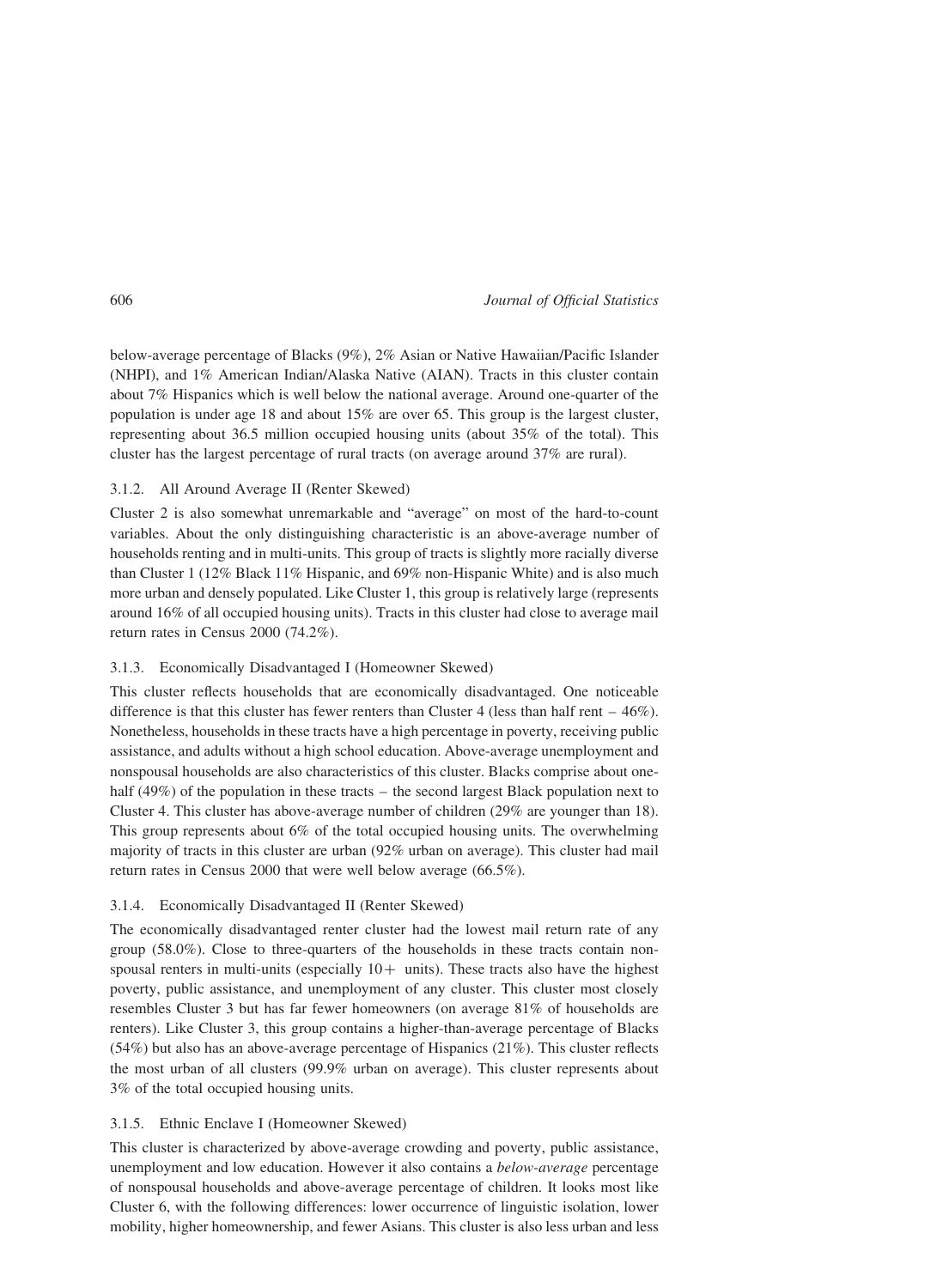below-average percentage of Blacks (9%), 2% Asian or Native Hawaiian/Pacific Islander (NHPI), and 1% American Indian/Alaska Native (AIAN). Tracts in this cluster contain about 7% Hispanics which is well below the national average. Around one-quarter of the population is under age 18 and about 15% are over 65. This group is the largest cluster, representing about 36.5 million occupied housing units (about 35% of the total). This cluster has the largest percentage of rural tracts (on average around 37% are rural).

#### 3.1.2. All Around Average II (Renter Skewed)

Cluster 2 is also somewhat unremarkable and "average" on most of the hard-to-count variables. About the only distinguishing characteristic is an above-average number of households renting and in multi-units. This group of tracts is slightly more racially diverse than Cluster 1 (12% Black 11% Hispanic, and 69% non-Hispanic White) and is also much more urban and densely populated. Like Cluster 1, this group is relatively large (represents around 16% of all occupied housing units). Tracts in this cluster had close to average mail return rates in Census 2000 (74.2%).

#### 3.1.3. Economically Disadvantaged I (Homeowner Skewed)

This cluster reflects households that are economically disadvantaged. One noticeable difference is that this cluster has fewer renters than Cluster 4 (less than half rent – 46%). Nonetheless, households in these tracts have a high percentage in poverty, receiving public assistance, and adults without a high school education. Above-average unemployment and nonspousal households are also characteristics of this cluster. Blacks comprise about one-half (49%) of the population in these tracts – the second largest Black population next to Cluster 4. This cluster has above-average number of children (29% are younger than 18). This group represents about 6% of the total occupied housing units. The overwhelming majority of tracts in this cluster are urban (92% urban on average). This cluster had mail return rates in Census 2000 that were well below average (66.5%).

#### 3.1.4. Economically Disadvantaged II (Renter Skewed)

The economically disadvantaged renter cluster had the lowest mail return rate of any group (58.0%). Close to three-quarters of the households in these tracts contain non-spousal renters in multi-units (especially 10+ units). These tracts also have the highest poverty, public assistance, and unemployment of any cluster. This cluster most closely resembles Cluster 3 but has far fewer homeowners (on average 81% of households are renters). Like Cluster 3, this group contains a higher-than-average percentage of Blacks (54%) but also has an above-average percentage of Hispanics (21%). This cluster reflects the most urban of all clusters (99.9% urban on average). This cluster represents about 3% of the total occupied housing units.

#### 3.1.5. Ethnic Enclave I (Homeowner Skewed)

This cluster is characterized by above-average crowding and poverty, public assistance, unemployment and low education. However it also contains a *below-average* percentage of nonspousal households and above-average percentage of children. It looks most like Cluster 6, with the following differences: lower occurrence of linguistic isolation, lower mobility, higher homeownership, and fewer Asians. This cluster is also less urban and less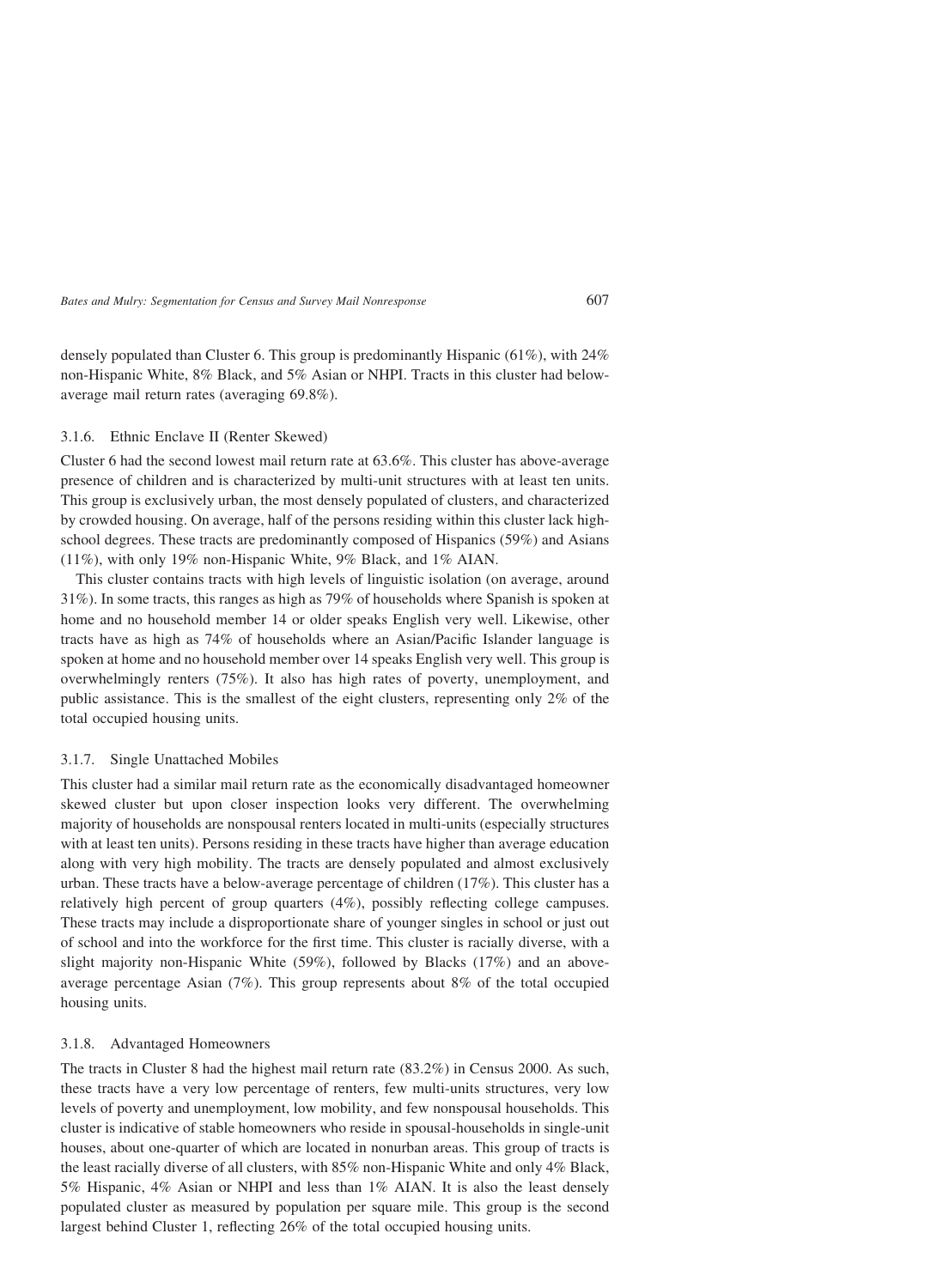densely populated than Cluster 6. This group is predominantly Hispanic (61%), with 24% non-Hispanic White, 8% Black, and 5% Asian or NHPI. Tracts in this cluster had below-average mail return rates (averaging 69.8%).

#### 3.1.6. Ethnic Enclave II (Renter Skewed)

Cluster 6 had the second lowest mail return rate at 63.6%. This cluster has above-average presence of children and is characterized by multi-unit structures with at least ten units. This group is exclusively urban, the most densely populated of clusters, and characterized by crowded housing. On average, half of the persons residing within this cluster lack high-school degrees. These tracts are predominantly composed of Hispanics (59%) and Asians (11%), with only 19% non-Hispanic White, 9% Black, and 1% AIAN.

This cluster contains tracts with high levels of linguistic isolation (on average, around 31%). In some tracts, this ranges as high as 79% of households where Spanish is spoken at home and no household member 14 or older speaks English very well. Likewise, other tracts have as high as 74% of households where an Asian/Pacific Islander language is spoken at home and no household member over 14 speaks English very well. This group is overwhelmingly renters (75%). It also has high rates of poverty, unemployment, and public assistance. This is the smallest of the eight clusters, representing only 2% of the total occupied housing units.

#### 3.1.7. Single Unattached Mobiles

This cluster had a similar mail return rate as the economically disadvantaged homeowner skewed cluster but upon closer inspection looks very different. The overwhelming majority of households are nonspousal renters located in multi-units (especially structures with at least ten units). Persons residing in these tracts have higher than average education along with very high mobility. The tracts are densely populated and almost exclusively urban. These tracts have a below-average percentage of children (17%). This cluster has a relatively high percent of group quarters (4%), possibly reflecting college campuses. These tracts may include a disproportionate share of younger singles in school or just out of school and into the workforce for the first time. This cluster is racially diverse, with a slight majority non-Hispanic White (59%), followed by Blacks (17%) and an above-average percentage Asian (7%). This group represents about 8% of the total occupied housing units.

#### 3.1.8. Advantaged Homeowners

The tracts in Cluster 8 had the highest mail return rate (83.2%) in Census 2000. As such, these tracts have a very low percentage of renters, few multi-units structures, very low levels of poverty and unemployment, low mobility, and few nonspousal households. This cluster is indicative of stable homeowners who reside in spousal-households in single-unit houses, about one-quarter of which are located in nonurban areas. This group of tracts is the least racially diverse of all clusters, with 85% non-Hispanic White and only 4% Black, 5% Hispanic, 4% Asian or NHPI and less than 1% AIAN. It is also the least densely populated cluster as measured by population per square mile. This group is the second largest behind Cluster 1, reflecting 26% of the total occupied housing units.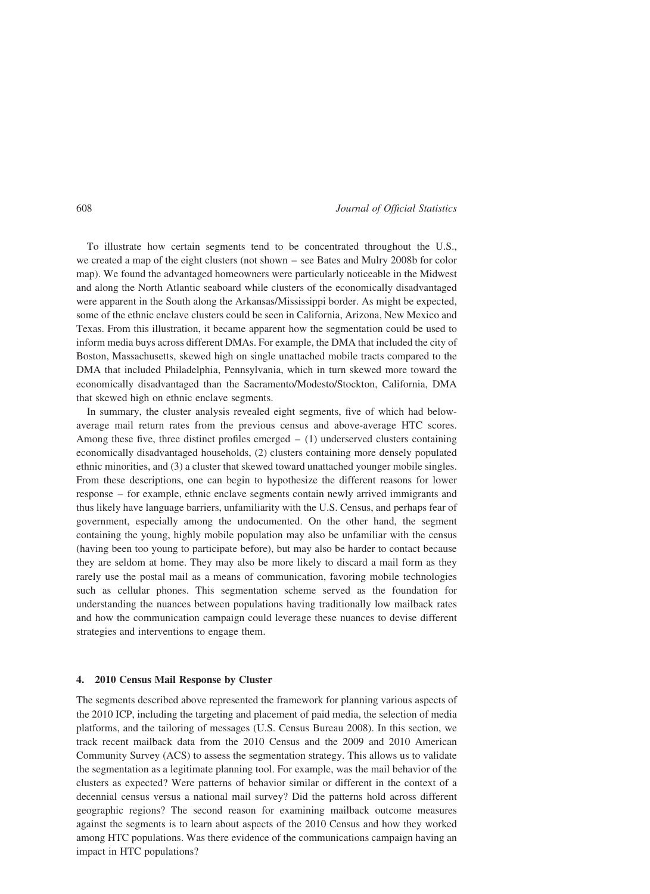To illustrate how certain segments tend to be concentrated throughout the U.S., we created a map of the eight clusters (not shown – see Bates and Mulry 2008b for color map). We found the advantaged homeowners were particularly noticeable in the Midwest and along the North Atlantic seaboard while clusters of the economically disadvantaged were apparent in the South along the Arkansas/Mississippi border. As might be expected, some of the ethnic enclave clusters could be seen in California, Arizona, New Mexico and Texas. From this illustration, it became apparent how the segmentation could be used to inform media buys across different DMAs. For example, the DMA that included the city of Boston, Massachusetts, skewed high on single unattached mobile tracts compared to the DMA that included Philadelphia, Pennsylvania, which in turn skewed more toward the economically disadvantaged than the Sacramento/Modesto/Stockton, California, DMA that skewed high on ethnic enclave segments.

In summary, the cluster analysis revealed eight segments, five of which had below-average mail return rates from the previous census and above-average HTC scores. Among these five, three distinct profiles emerged – (1) underserved clusters containing economically disadvantaged households, (2) clusters containing more densely populated ethnic minorities, and (3) a cluster that skewed toward unattached younger mobile singles. From these descriptions, one can begin to hypothesize the different reasons for lower response – for example, ethnic enclave segments contain newly arrived immigrants and thus likely have language barriers, unfamiliarity with the U.S. Census, and perhaps fear of government, especially among the undocumented. On the other hand, the segment containing the young, highly mobile population may also be unfamiliar with the census (having been too young to participate before), but may also be harder to contact because they are seldom at home. They may also be more likely to discard a mail form as they rarely use the postal mail as a means of communication, favoring mobile technologies such as cellular phones. This segmentation scheme served as the foundation for understanding the nuances between populations having traditionally low mailback rates and how the communication campaign could leverage these nuances to devise different strategies and interventions to engage them.

## 4. 2010 Census Mail Response by Cluster

The segments described above represented the framework for planning various aspects of the 2010 ICP, including the targeting and placement of paid media, the selection of media platforms, and the tailoring of messages (U.S. Census Bureau 2008). In this section, we track recent mailback data from the 2010 Census and the 2009 and 2010 American Community Survey (ACS) to assess the segmentation strategy. This allows us to validate the segmentation as a legitimate planning tool. For example, was the mail behavior of the clusters as expected? Were patterns of behavior similar or different in the context of a decennial census versus a national mail survey? Did the patterns hold across different geographic regions? The second reason for examining mailback outcome measures against the segments is to learn about aspects of the 2010 Census and how they worked among HTC populations. Was there evidence of the communications campaign having an impact in HTC populations?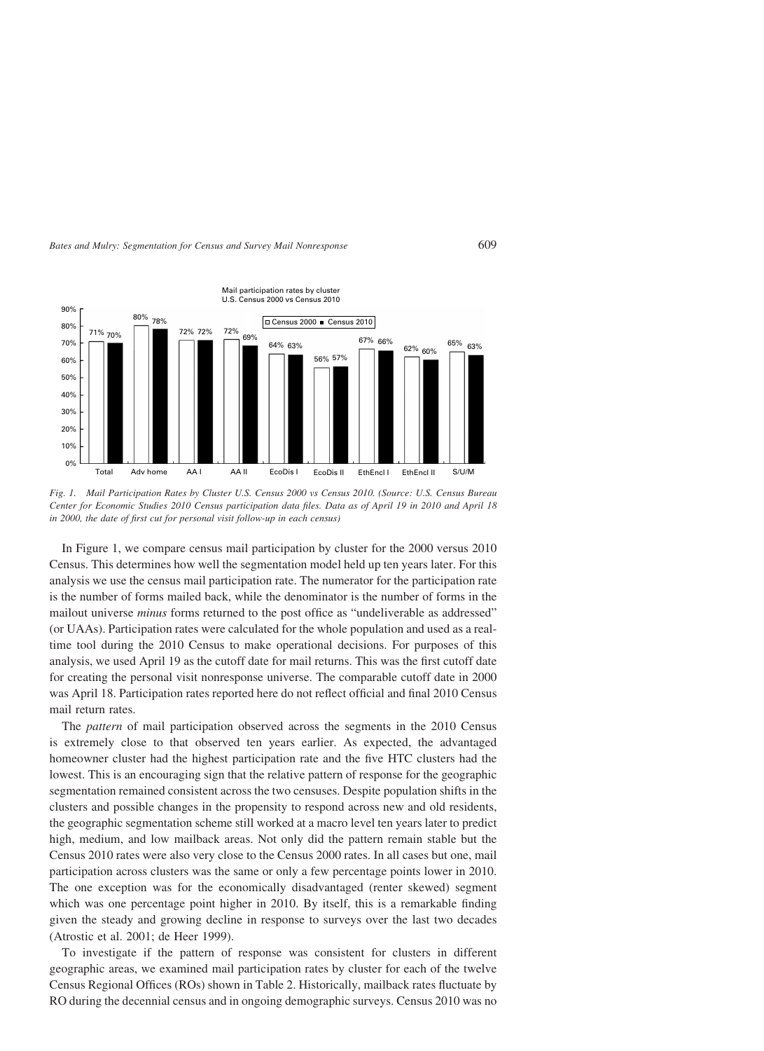Mail participation rates by cluster
U.S. Census 2000 vs Census 2010

| Cluster | Census 2000 | Census 2010 |
|---|---|---|
| Total | 71% | 70% |
| Adv home | 80% | 78% |
| AA I | 72% | 72% |
| AA II | 72% | 69% |
| EcoDis I | 64% | 63% |
| EcoDis II | 56% | 57% |
| EthEncl I | 67% | 66% |
| EthEncl II | 62% | 60% |
| S/U/M | 65% | 63% |

*Fig. 1. Mail Participation Rates by Cluster U.S. Census 2000 vs Census 2010. (Source: U.S. Census Bureau Center for Economic Studies 2010 Census participation data files. Data as of April 19 in 2010 and April 18 in 2000, the date of first cut for personal visit follow-up in each census)*

In Figure 1, we compare census mail participation by cluster for the 2000 versus 2010 Census. This determines how well the segmentation model held up ten years later. For this analysis we use the census mail participation rate. The numerator for the participation rate is the number of forms mailed back, while the denominator is the number of forms in the mailout universe *minus* forms returned to the post office as "undeliverable as addressed" (or UAAs). Participation rates were calculated for the whole population and used as a real-time tool during the 2010 Census to make operational decisions. For purposes of this analysis, we used April 19 as the cutoff date for mail returns. This was the first cutoff date for creating the personal visit nonresponse universe. The comparable cutoff date in 2000 was April 18. Participation rates reported here do not reflect official and final 2010 Census mail return rates.

The *pattern* of mail participation observed across the segments in the 2010 Census is extremely close to that observed ten years earlier. As expected, the advantaged homeowner cluster had the highest participation rate and the five HTC clusters had the lowest. This is an encouraging sign that the relative pattern of response for the geographic segmentation remained consistent across the two censuses. Despite population shifts in the clusters and possible changes in the propensity to respond across new and old residents, the geographic segmentation scheme still worked at a macro level ten years later to predict high, medium, and low mailback areas. Not only did the pattern remain stable but the Census 2010 rates were also very close to the Census 2000 rates. In all cases but one, mail participation across clusters was the same or only a few percentage points lower in 2010. The one exception was for the economically disadvantaged (renter skewed) segment which was one percentage point higher in 2010. By itself, this is a remarkable finding given the steady and growing decline in response to surveys over the last two decades (Atrostic et al. 2001; de Heer 1999).

To investigate if the pattern of response was consistent for clusters in different geographic areas, we examined mail participation rates by cluster for each of the twelve Census Regional Offices (ROs) shown in Table 2. Historically, mailback rates fluctuate by RO during the decennial census and in ongoing demographic surveys. Census 2010 was no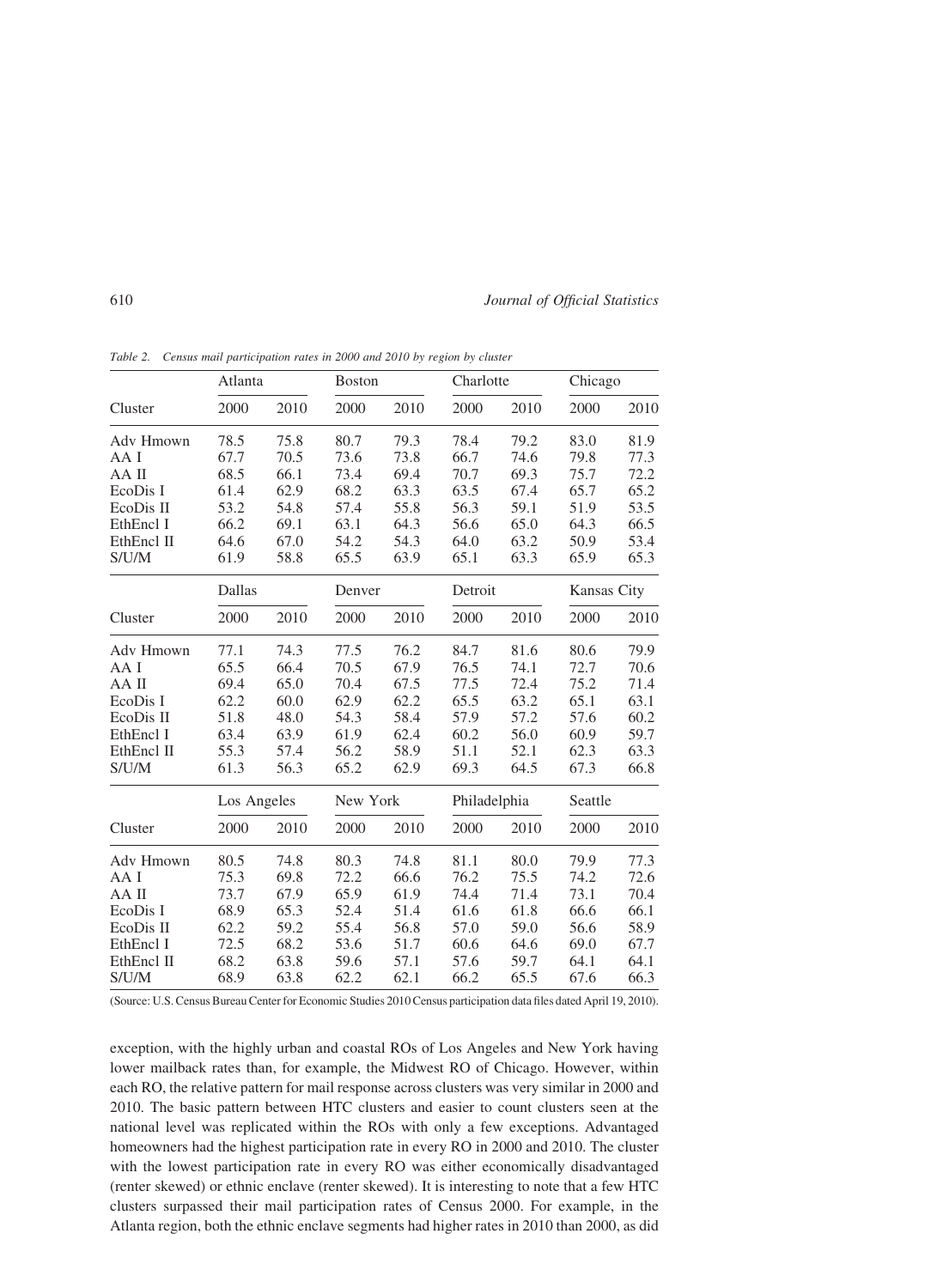*Table 2. Census mail participation rates in 2000 and 2010 by region by cluster*

| Cluster | Atlanta | | Boston | | Charlotte | | Chicago | |
|---|---|---|---|---|---|---|---|---|
| | 2000 | 2010 | 2000 | 2010 | 2000 | 2010 | 2000 | 2010 |
| Adv Hmown | 78.5 | 75.8 | 80.7 | 79.3 | 78.4 | 79.2 | 83.0 | 81.9 |
| AA I | 67.7 | 70.5 | 73.6 | 73.8 | 66.7 | 74.6 | 79.8 | 77.3 |
| AA II | 68.5 | 66.1 | 73.4 | 69.4 | 70.7 | 69.3 | 75.7 | 72.2 |
| EcoDis I | 61.4 | 62.9 | 68.2 | 63.3 | 63.5 | 67.4 | 65.7 | 65.2 |
| EcoDis II | 53.2 | 54.8 | 57.4 | 55.8 | 56.3 | 59.1 | 51.9 | 53.5 |
| EthEncl I | 66.2 | 69.1 | 63.1 | 64.3 | 56.6 | 65.0 | 64.3 | 66.5 |
| EthEncl II | 64.6 | 67.0 | 54.2 | 54.3 | 64.0 | 63.2 | 50.9 | 53.4 |
| S/U/M | 61.9 | 58.8 | 65.5 | 63.9 | 65.1 | 63.3 | 65.9 | 65.3 |
| **Cluster** | **Dallas** | | **Denver** | | **Detroit** | | **Kansas City** | |
| | 2000 | 2010 | 2000 | 2010 | 2000 | 2010 | 2000 | 2010 |
| Adv Hmown | 77.1 | 74.3 | 77.5 | 76.2 | 84.7 | 81.6 | 80.6 | 79.9 |
| AA I | 65.5 | 66.4 | 70.5 | 67.9 | 76.5 | 74.1 | 72.7 | 70.6 |
| AA II | 69.4 | 65.0 | 70.4 | 67.5 | 77.5 | 72.4 | 75.2 | 71.4 |
| EcoDis I | 62.2 | 60.0 | 62.9 | 62.2 | 65.5 | 63.2 | 65.1 | 63.1 |
| EcoDis II | 51.8 | 48.0 | 54.3 | 58.4 | 57.9 | 57.2 | 57.6 | 60.2 |
| EthEncl I | 63.4 | 63.9 | 61.9 | 62.4 | 60.2 | 56.0 | 60.9 | 59.7 |
| EthEncl II | 55.3 | 57.4 | 56.2 | 58.9 | 51.1 | 52.1 | 62.3 | 63.3 |
| S/U/M | 61.3 | 56.3 | 65.2 | 62.9 | 69.3 | 64.5 | 67.3 | 66.8 |
| **Cluster** | **Los Angeles** | | **New York** | | **Philadelphia** | | **Seattle** | |
| | 2000 | 2010 | 2000 | 2010 | 2000 | 2010 | 2000 | 2010 |
| Adv Hmown | 80.5 | 74.8 | 80.3 | 74.8 | 81.1 | 80.0 | 79.9 | 77.3 |
| AA I | 75.3 | 69.8 | 72.2 | 66.6 | 76.2 | 75.5 | 74.2 | 72.6 |
| AA II | 73.7 | 67.9 | 65.9 | 61.9 | 74.4 | 71.4 | 73.1 | 70.4 |
| EcoDis I | 68.9 | 65.3 | 52.4 | 51.4 | 61.6 | 61.8 | 66.6 | 66.1 |
| EcoDis II | 62.2 | 59.2 | 55.4 | 56.8 | 57.0 | 59.0 | 56.6 | 58.9 |
| EthEncl I | 72.5 | 68.2 | 53.6 | 51.7 | 60.6 | 64.6 | 69.0 | 67.7 |
| EthEncl II | 68.2 | 63.8 | 59.6 | 57.1 | 57.6 | 59.7 | 64.1 | 64.1 |
| S/U/M | 68.9 | 63.8 | 62.2 | 62.1 | 66.2 | 65.5 | 67.6 | 66.3 |

(Source: U.S. Census Bureau Center for Economic Studies 2010 Census participation data files dated April 19, 2010).

exception, with the highly urban and coastal ROs of Los Angeles and New York having lower mailback rates than, for example, the Midwest RO of Chicago. However, within each RO, the relative pattern for mail response across clusters was very similar in 2000 and 2010. The basic pattern between HTC clusters and easier to count clusters seen at the national level was replicated within the ROs with only a few exceptions. Advantaged homeowners had the highest participation rate in every RO in 2000 and 2010. The cluster with the lowest participation rate in every RO was either economically disadvantaged (renter skewed) or ethnic enclave (renter skewed). It is interesting to note that a few HTC clusters surpassed their mail participation rates of Census 2000. For example, in the Atlanta region, both the ethnic enclave segments had higher rates in 2010 than 2000, as did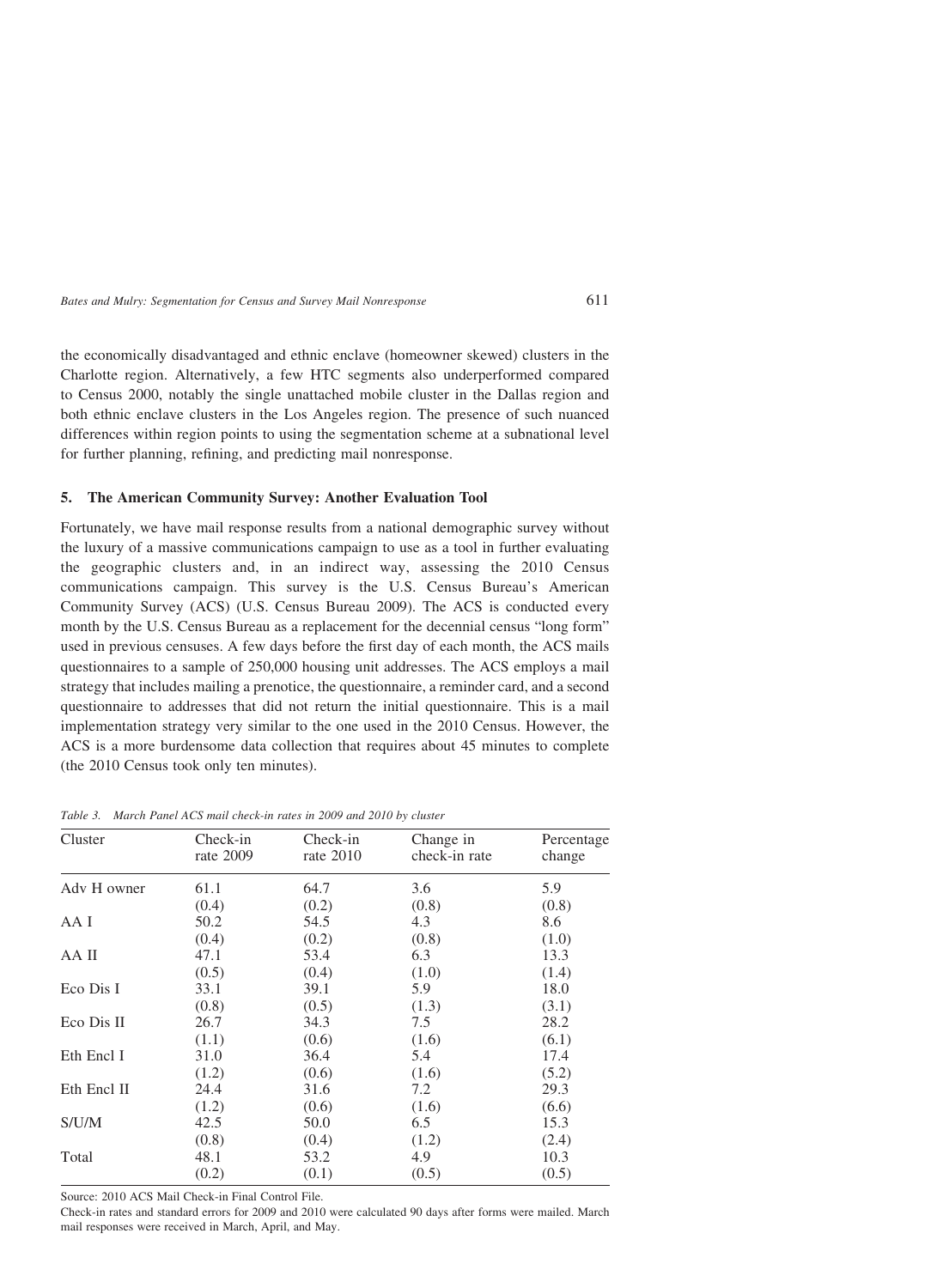the economically disadvantaged and ethnic enclave (homeowner skewed) clusters in the Charlotte region. Alternatively, a few HTC segments also underperformed compared to Census 2000, notably the single unattached mobile cluster in the Dallas region and both ethnic enclave clusters in the Los Angeles region. The presence of such nuanced differences within region points to using the segmentation scheme at a subnational level for further planning, refining, and predicting mail nonresponse.

## 5. The American Community Survey: Another Evaluation Tool

Fortunately, we have mail response results from a national demographic survey without the luxury of a massive communications campaign to use as a tool in further evaluating the geographic clusters and, in an indirect way, assessing the 2010 Census communications campaign. This survey is the U.S. Census Bureau's American Community Survey (ACS) (U.S. Census Bureau 2009). The ACS is conducted every month by the U.S. Census Bureau as a replacement for the decennial census "long form" used in previous censuses. A few days before the first day of each month, the ACS mails questionnaires to a sample of 250,000 housing unit addresses. The ACS employs a mail strategy that includes mailing a prenotice, the questionnaire, a reminder card, and a second questionnaire to addresses that did not return the initial questionnaire. This is a mail implementation strategy very similar to the one used in the 2010 Census. However, the ACS is a more burdensome data collection that requires about 45 minutes to complete (the 2010 Census took only ten minutes).

*Table 3. March Panel ACS mail check-in rates in 2009 and 2010 by cluster*

| Cluster | Check-in rate 2009 | Check-in rate 2010 | Change in check-in rate | Percentage change |
|---|---|---|---|---|
| Adv H owner | 61.1 | 64.7 | 3.6 | 5.9 |
| | (0.4) | (0.2) | (0.8) | (0.8) |
| AA I | 50.2 | 54.5 | 4.3 | 8.6 |
| | (0.4) | (0.2) | (0.8) | (1.0) |
| AA II | 47.1 | 53.4 | 6.3 | 13.3 |
| | (0.5) | (0.4) | (1.0) | (1.4) |
| Eco Dis I | 33.1 | 39.1 | 5.9 | 18.0 |
| | (0.8) | (0.5) | (1.3) | (3.1) |
| Eco Dis II | 26.7 | 34.3 | 7.5 | 28.2 |
| | (1.1) | (0.6) | (1.6) | (6.1) |
| Eth Encl I | 31.0 | 36.4 | 5.4 | 17.4 |
| | (1.2) | (0.6) | (1.6) | (5.2) |
| Eth Encl II | 24.4 | 31.6 | 7.2 | 29.3 |
| | (1.2) | (0.6) | (1.6) | (6.6) |
| S/U/M | 42.5 | 50.0 | 6.5 | 15.3 |
| | (0.8) | (0.4) | (1.2) | (2.4) |
| Total | 48.1 | 53.2 | 4.9 | 10.3 |
| | (0.2) | (0.1) | (0.5) | (0.5) |

Source: 2010 ACS Mail Check-in Final Control File.

Check-in rates and standard errors for 2009 and 2010 were calculated 90 days after forms were mailed. March mail responses were received in March, April, and May.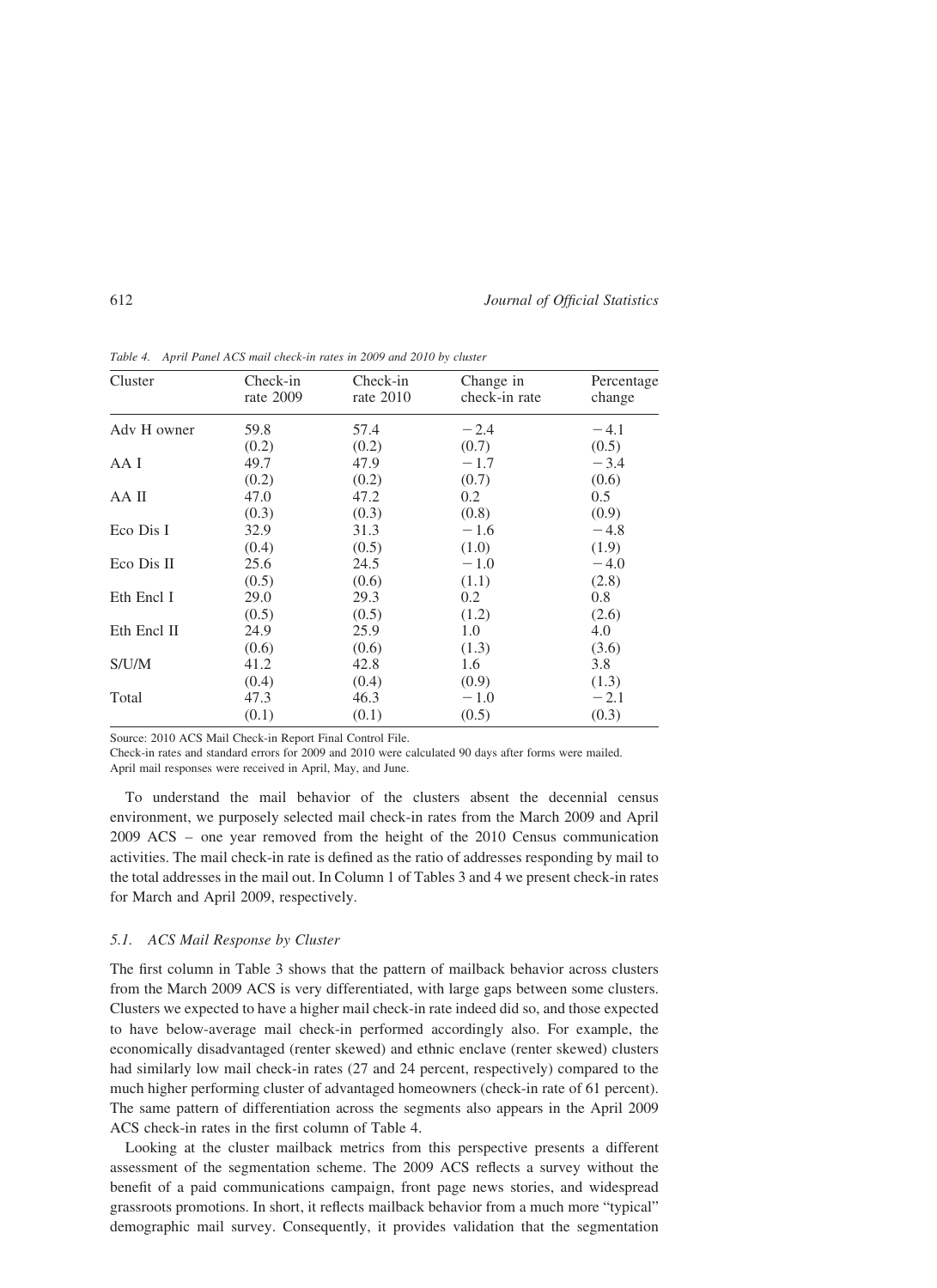Table 4. April Panel ACS mail check-in rates in 2009 and 2010 by cluster

| Cluster | Check-in rate 2009 | Check-in rate 2010 | Change in check-in rate | Percentage change |
|---|---|---|---|---|
| Adv H owner | 59.8 | 57.4 | −2.4 | −4.1 |
| | (0.2) | (0.2) | (0.7) | (0.5) |
| AA I | 49.7 | 47.9 | −1.7 | −3.4 |
| | (0.2) | (0.2) | (0.7) | (0.6) |
| AA II | 47.0 | 47.2 | 0.2 | 0.5 |
| | (0.3) | (0.3) | (0.8) | (0.9) |
| Eco Dis I | 32.9 | 31.3 | −1.6 | −4.8 |
| | (0.4) | (0.5) | (1.0) | (1.9) |
| Eco Dis II | 25.6 | 24.5 | −1.0 | −4.0 |
| | (0.5) | (0.6) | (1.1) | (2.8) |
| Eth Encl I | 29.0 | 29.3 | 0.2 | 0.8 |
| | (0.5) | (0.5) | (1.2) | (2.6) |
| Eth Encl II | 24.9 | 25.9 | 1.0 | 4.0 |
| | (0.6) | (0.6) | (1.3) | (3.6) |
| S/U/M | 41.2 | 42.8 | 1.6 | 3.8 |
| | (0.4) | (0.4) | (0.9) | (1.3) |
| Total | 47.3 | 46.3 | −1.0 | −2.1 |
| | (0.1) | (0.1) | (0.5) | (0.3) |

Source: 2010 ACS Mail Check-in Report Final Control File.
Check-in rates and standard errors for 2009 and 2010 were calculated 90 days after forms were mailed.
April mail responses were received in April, May, and June.

To understand the mail behavior of the clusters absent the decennial census environment, we purposely selected mail check-in rates from the March 2009 and April 2009 ACS – one year removed from the height of the 2010 Census communication activities. The mail check-in rate is defined as the ratio of addresses responding by mail to the total addresses in the mail out. In Column 1 of Tables 3 and 4 we present check-in rates for March and April 2009, respectively.

### 5.1. ACS Mail Response by Cluster

The first column in Table 3 shows that the pattern of mailback behavior across clusters from the March 2009 ACS is very differentiated, with large gaps between some clusters. Clusters we expected to have a higher mail check-in rate indeed did so, and those expected to have below-average mail check-in performed accordingly also. For example, the economically disadvantaged (renter skewed) and ethnic enclave (renter skewed) clusters had similarly low mail check-in rates (27 and 24 percent, respectively) compared to the much higher performing cluster of advantaged homeowners (check-in rate of 61 percent). The same pattern of differentiation across the segments also appears in the April 2009 ACS check-in rates in the first column of Table 4.

Looking at the cluster mailback metrics from this perspective presents a different assessment of the segmentation scheme. The 2009 ACS reflects a survey without the benefit of a paid communications campaign, front page news stories, and widespread grassroots promotions. In short, it reflects mailback behavior from a much more "typical" demographic mail survey. Consequently, it provides validation that the segmentation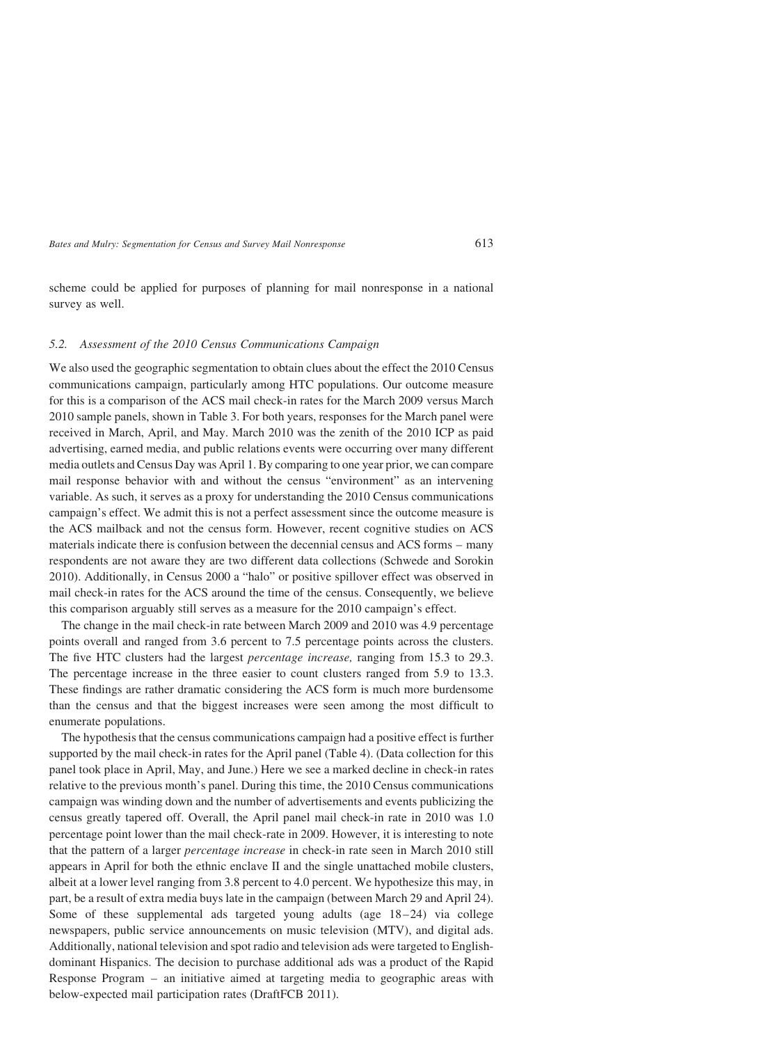scheme could be applied for purposes of planning for mail nonresponse in a national survey as well.

### 5.2. Assessment of the 2010 Census Communications Campaign

We also used the geographic segmentation to obtain clues about the effect the 2010 Census communications campaign, particularly among HTC populations. Our outcome measure for this is a comparison of the ACS mail check-in rates for the March 2009 versus March 2010 sample panels, shown in Table 3. For both years, responses for the March panel were received in March, April, and May. March 2010 was the zenith of the 2010 ICP as paid advertising, earned media, and public relations events were occurring over many different media outlets and Census Day was April 1. By comparing to one year prior, we can compare mail response behavior with and without the census "environment" as an intervening variable. As such, it serves as a proxy for understanding the 2010 Census communications campaign's effect. We admit this is not a perfect assessment since the outcome measure is the ACS mailback and not the census form. However, recent cognitive studies on ACS materials indicate there is confusion between the decennial census and ACS forms – many respondents are not aware they are two different data collections (Schwede and Sorokin 2010). Additionally, in Census 2000 a "halo" or positive spillover effect was observed in mail check-in rates for the ACS around the time of the census. Consequently, we believe this comparison arguably still serves as a measure for the 2010 campaign's effect.

The change in the mail check-in rate between March 2009 and 2010 was 4.9 percentage points overall and ranged from 3.6 percent to 7.5 percentage points across the clusters. The five HTC clusters had the largest *percentage increase,* ranging from 15.3 to 29.3. The percentage increase in the three easier to count clusters ranged from 5.9 to 13.3. These findings are rather dramatic considering the ACS form is much more burdensome than the census and that the biggest increases were seen among the most difficult to enumerate populations.

The hypothesis that the census communications campaign had a positive effect is further supported by the mail check-in rates for the April panel (Table 4). (Data collection for this panel took place in April, May, and June.) Here we see a marked decline in check-in rates relative to the previous month's panel. During this time, the 2010 Census communications campaign was winding down and the number of advertisements and events publicizing the census greatly tapered off. Overall, the April panel mail check-in rate in 2010 was 1.0 percentage point lower than the mail check-rate in 2009. However, it is interesting to note that the pattern of a larger *percentage increase* in check-in rate seen in March 2010 still appears in April for both the ethnic enclave II and the single unattached mobile clusters, albeit at a lower level ranging from 3.8 percent to 4.0 percent. We hypothesize this may, in part, be a result of extra media buys late in the campaign (between March 29 and April 24). Some of these supplemental ads targeted young adults (age 18–24) via college newspapers, public service announcements on music television (MTV), and digital ads. Additionally, national television and spot radio and television ads were targeted to English-dominant Hispanics. The decision to purchase additional ads was a product of the Rapid Response Program – an initiative aimed at targeting media to geographic areas with below-expected mail participation rates (DraftFCB 2011).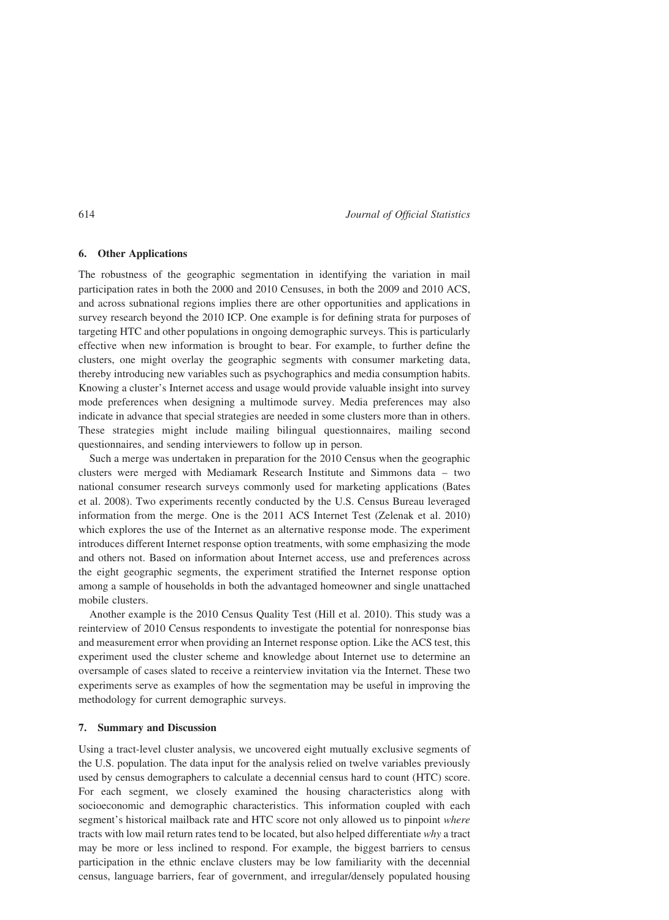## 6. Other Applications

The robustness of the geographic segmentation in identifying the variation in mail participation rates in both the 2000 and 2010 Censuses, in both the 2009 and 2010 ACS, and across subnational regions implies there are other opportunities and applications in survey research beyond the 2010 ICP. One example is for defining strata for purposes of targeting HTC and other populations in ongoing demographic surveys. This is particularly effective when new information is brought to bear. For example, to further define the clusters, one might overlay the geographic segments with consumer marketing data, thereby introducing new variables such as psychographics and media consumption habits. Knowing a cluster's Internet access and usage would provide valuable insight into survey mode preferences when designing a multimode survey. Media preferences may also indicate in advance that special strategies are needed in some clusters more than in others. These strategies might include mailing bilingual questionnaires, mailing second questionnaires, and sending interviewers to follow up in person.

Such a merge was undertaken in preparation for the 2010 Census when the geographic clusters were merged with Mediamark Research Institute and Simmons data – two national consumer research surveys commonly used for marketing applications (Bates et al. 2008). Two experiments recently conducted by the U.S. Census Bureau leveraged information from the merge. One is the 2011 ACS Internet Test (Zelenak et al. 2010) which explores the use of the Internet as an alternative response mode. The experiment introduces different Internet response option treatments, with some emphasizing the mode and others not. Based on information about Internet access, use and preferences across the eight geographic segments, the experiment stratified the Internet response option among a sample of households in both the advantaged homeowner and single unattached mobile clusters.

Another example is the 2010 Census Quality Test (Hill et al. 2010). This study was a reinterview of 2010 Census respondents to investigate the potential for nonresponse bias and measurement error when providing an Internet response option. Like the ACS test, this experiment used the cluster scheme and knowledge about Internet use to determine an oversample of cases slated to receive a reinterview invitation via the Internet. These two experiments serve as examples of how the segmentation may be useful in improving the methodology for current demographic surveys.

## 7. Summary and Discussion

Using a tract-level cluster analysis, we uncovered eight mutually exclusive segments of the U.S. population. The data input for the analysis relied on twelve variables previously used by census demographers to calculate a decennial census hard to count (HTC) score. For each segment, we closely examined the housing characteristics along with socioeconomic and demographic characteristics. This information coupled with each segment's historical mailback rate and HTC score not only allowed us to pinpoint *where* tracts with low mail return rates tend to be located, but also helped differentiate *why* a tract may be more or less inclined to respond. For example, the biggest barriers to census participation in the ethnic enclave clusters may be low familiarity with the decennial census, language barriers, fear of government, and irregular/densely populated housing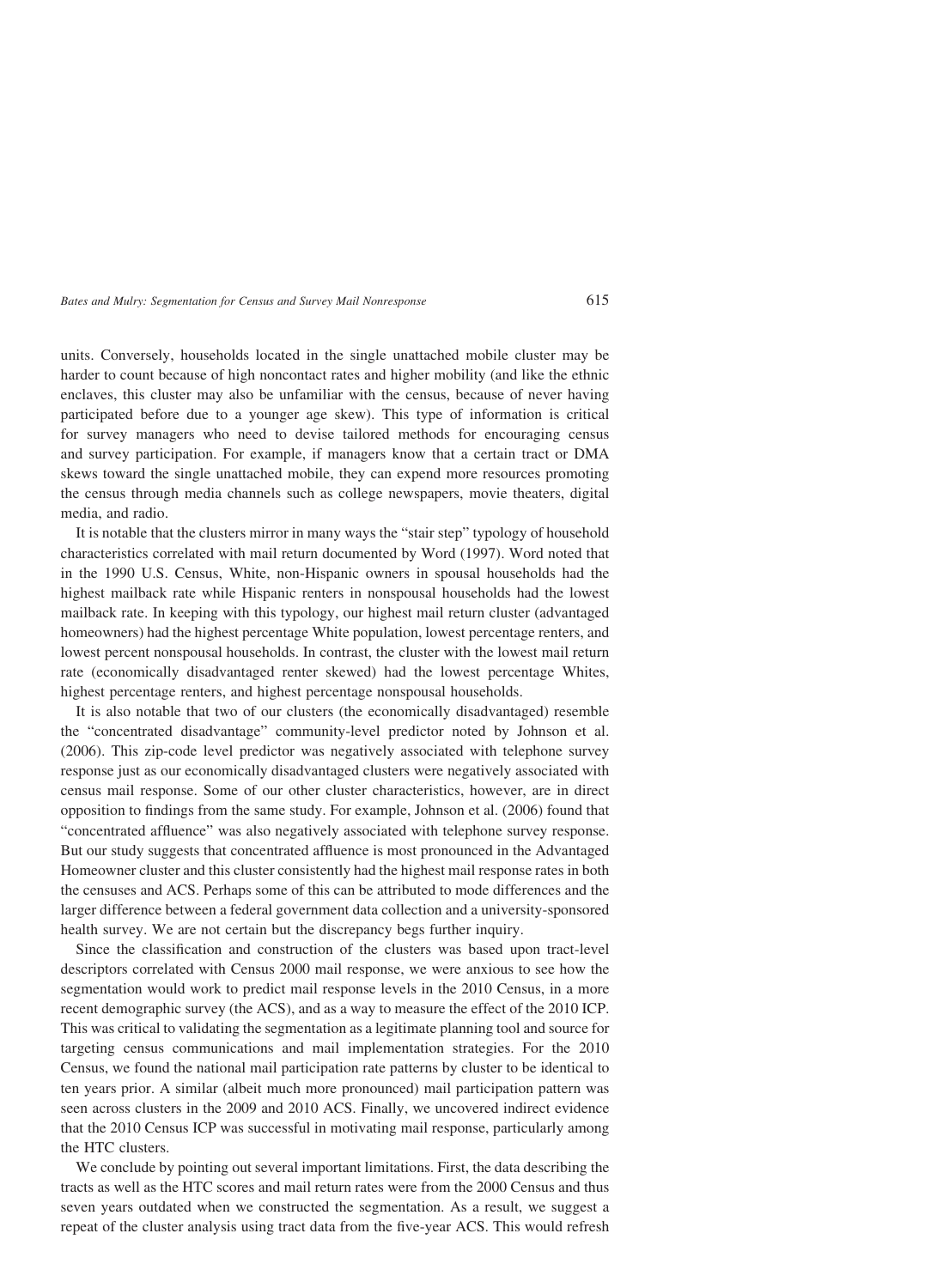units. Conversely, households located in the single unattached mobile cluster may be harder to count because of high noncontact rates and higher mobility (and like the ethnic enclaves, this cluster may also be unfamiliar with the census, because of never having participated before due to a younger age skew). This type of information is critical for survey managers who need to devise tailored methods for encouraging census and survey participation. For example, if managers know that a certain tract or DMA skews toward the single unattached mobile, they can expend more resources promoting the census through media channels such as college newspapers, movie theaters, digital media, and radio.

It is notable that the clusters mirror in many ways the "stair step" typology of household characteristics correlated with mail return documented by Word (1997). Word noted that in the 1990 U.S. Census, White, non-Hispanic owners in spousal households had the highest mailback rate while Hispanic renters in nonspousal households had the lowest mailback rate. In keeping with this typology, our highest mail return cluster (advantaged homeowners) had the highest percentage White population, lowest percentage renters, and lowest percent nonspousal households. In contrast, the cluster with the lowest mail return rate (economically disadvantaged renter skewed) had the lowest percentage Whites, highest percentage renters, and highest percentage nonspousal households.

It is also notable that two of our clusters (the economically disadvantaged) resemble the "concentrated disadvantage" community-level predictor noted by Johnson et al. (2006). This zip-code level predictor was negatively associated with telephone survey response just as our economically disadvantaged clusters were negatively associated with census mail response. Some of our other cluster characteristics, however, are in direct opposition to findings from the same study. For example, Johnson et al. (2006) found that "concentrated affluence" was also negatively associated with telephone survey response. But our study suggests that concentrated affluence is most pronounced in the Advantaged Homeowner cluster and this cluster consistently had the highest mail response rates in both the censuses and ACS. Perhaps some of this can be attributed to mode differences and the larger difference between a federal government data collection and a university-sponsored health survey. We are not certain but the discrepancy begs further inquiry.

Since the classification and construction of the clusters was based upon tract-level descriptors correlated with Census 2000 mail response, we were anxious to see how the segmentation would work to predict mail response levels in the 2010 Census, in a more recent demographic survey (the ACS), and as a way to measure the effect of the 2010 ICP. This was critical to validating the segmentation as a legitimate planning tool and source for targeting census communications and mail implementation strategies. For the 2010 Census, we found the national mail participation rate patterns by cluster to be identical to ten years prior. A similar (albeit much more pronounced) mail participation pattern was seen across clusters in the 2009 and 2010 ACS. Finally, we uncovered indirect evidence that the 2010 Census ICP was successful in motivating mail response, particularly among the HTC clusters.

We conclude by pointing out several important limitations. First, the data describing the tracts as well as the HTC scores and mail return rates were from the 2000 Census and thus seven years outdated when we constructed the segmentation. As a result, we suggest a repeat of the cluster analysis using tract data from the five-year ACS. This would refresh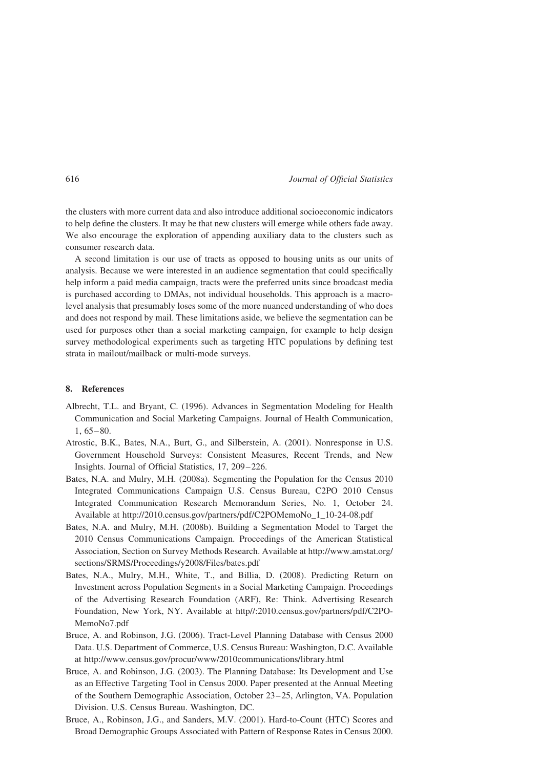the clusters with more current data and also introduce additional socioeconomic indicators to help define the clusters. It may be that new clusters will emerge while others fade away. We also encourage the exploration of appending auxiliary data to the clusters such as consumer research data.

A second limitation is our use of tracts as opposed to housing units as our units of analysis. Because we were interested in an audience segmentation that could specifically help inform a paid media campaign, tracts were the preferred units since broadcast media is purchased according to DMAs, not individual households. This approach is a macro-level analysis that presumably loses some of the more nuanced understanding of who does and does not respond by mail. These limitations aside, we believe the segmentation can be used for purposes other than a social marketing campaign, for example to help design survey methodological experiments such as targeting HTC populations by defining test strata in mailout/mailback or multi-mode surveys.

## 8. References

Albrecht, T.L. and Bryant, C. (1996). Advances in Segmentation Modeling for Health Communication and Social Marketing Campaigns. Journal of Health Communication, 1, 65–80.

Atrostic, B.K., Bates, N.A., Burt, G., and Silberstein, A. (2001). Nonresponse in U.S. Government Household Surveys: Consistent Measures, Recent Trends, and New Insights. Journal of Official Statistics, 17, 209–226.

Bates, N.A. and Mulry, M.H. (2008a). Segmenting the Population for the Census 2010 Integrated Communications Campaign U.S. Census Bureau, C2PO 2010 Census Integrated Communication Research Memorandum Series, No. 1, October 24. Available at http://2010.census.gov/partners/pdf/C2POMemoNo_1_10-24-08.pdf

Bates, N.A. and Mulry, M.H. (2008b). Building a Segmentation Model to Target the 2010 Census Communications Campaign. Proceedings of the American Statistical Association, Section on Survey Methods Research. Available at http://www.amstat.org/sections/SRMS/Proceedings/y2008/Files/bates.pdf

Bates, N.A., Mulry, M.H., White, T., and Billia, D. (2008). Predicting Return on Investment across Population Segments in a Social Marketing Campaign. Proceedings of the Advertising Research Foundation (ARF), Re: Think. Advertising Research Foundation, New York, NY. Available at http//:2010.census.gov/partners/pdf/C2PO-MemoNo7.pdf

Bruce, A. and Robinson, J.G. (2006). Tract-Level Planning Database with Census 2000 Data. U.S. Department of Commerce, U.S. Census Bureau: Washington, D.C. Available at http://www.census.gov/procur/www/2010communications/library.html

Bruce, A. and Robinson, J.G. (2003). The Planning Database: Its Development and Use as an Effective Targeting Tool in Census 2000. Paper presented at the Annual Meeting of the Southern Demographic Association, October 23–25, Arlington, VA. Population Division. U.S. Census Bureau. Washington, DC.

Bruce, A., Robinson, J.G., and Sanders, M.V. (2001). Hard-to-Count (HTC) Scores and Broad Demographic Groups Associated with Pattern of Response Rates in Census 2000.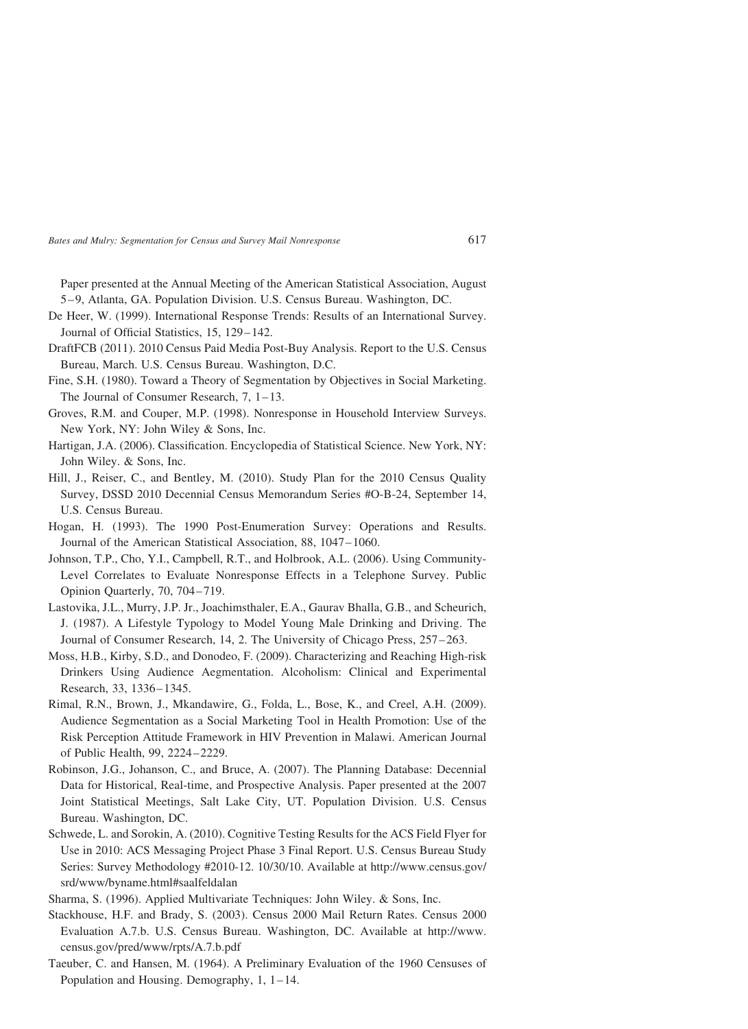Paper presented at the Annual Meeting of the American Statistical Association, August 5–9, Atlanta, GA. Population Division. U.S. Census Bureau. Washington, DC.

De Heer, W. (1999). International Response Trends: Results of an International Survey. Journal of Official Statistics, 15, 129–142.

DraftFCB (2011). 2010 Census Paid Media Post-Buy Analysis. Report to the U.S. Census Bureau, March. U.S. Census Bureau. Washington, D.C.

Fine, S.H. (1980). Toward a Theory of Segmentation by Objectives in Social Marketing. The Journal of Consumer Research, 7, 1–13.

Groves, R.M. and Couper, M.P. (1998). Nonresponse in Household Interview Surveys. New York, NY: John Wiley & Sons, Inc.

Hartigan, J.A. (2006). Classification. Encyclopedia of Statistical Science. New York, NY: John Wiley. & Sons, Inc.

Hill, J., Reiser, C., and Bentley, M. (2010). Study Plan for the 2010 Census Quality Survey, DSSD 2010 Decennial Census Memorandum Series #O-B-24, September 14, U.S. Census Bureau.

Hogan, H. (1993). The 1990 Post-Enumeration Survey: Operations and Results. Journal of the American Statistical Association, 88, 1047–1060.

Johnson, T.P., Cho, Y.I., Campbell, R.T., and Holbrook, A.L. (2006). Using Community-Level Correlates to Evaluate Nonresponse Effects in a Telephone Survey. Public Opinion Quarterly, 70, 704–719.

Lastovika, J.L., Murry, J.P. Jr., Joachimsthaler, E.A., Gaurav Bhalla, G.B., and Scheurich, J. (1987). A Lifestyle Typology to Model Young Male Drinking and Driving. The Journal of Consumer Research, 14, 2. The University of Chicago Press, 257–263.

Moss, H.B., Kirby, S.D., and Donodeo, F. (2009). Characterizing and Reaching High-risk Drinkers Using Audience Aegmentation. Alcoholism: Clinical and Experimental Research, 33, 1336–1345.

Rimal, R.N., Brown, J., Mkandawire, G., Folda, L., Bose, K., and Creel, A.H. (2009). Audience Segmentation as a Social Marketing Tool in Health Promotion: Use of the Risk Perception Attitude Framework in HIV Prevention in Malawi. American Journal of Public Health, 99, 2224–2229.

Robinson, J.G., Johanson, C., and Bruce, A. (2007). The Planning Database: Decennial Data for Historical, Real-time, and Prospective Analysis. Paper presented at the 2007 Joint Statistical Meetings, Salt Lake City, UT. Population Division. U.S. Census Bureau. Washington, DC.

Schwede, L. and Sorokin, A. (2010). Cognitive Testing Results for the ACS Field Flyer for Use in 2010: ACS Messaging Project Phase 3 Final Report. U.S. Census Bureau Study Series: Survey Methodology #2010-12. 10/30/10. Available at http://www.census.gov/srd/www/byname.html#saalfeldalan

Sharma, S. (1996). Applied Multivariate Techniques: John Wiley. & Sons, Inc.

Stackhouse, H.F. and Brady, S. (2003). Census 2000 Mail Return Rates. Census 2000 Evaluation A.7.b. U.S. Census Bureau. Washington, DC. Available at http://www.census.gov/pred/www/rpts/A.7.b.pdf

Taeuber, C. and Hansen, M. (1964). A Preliminary Evaluation of the 1960 Censuses of Population and Housing. Demography, 1, 1–14.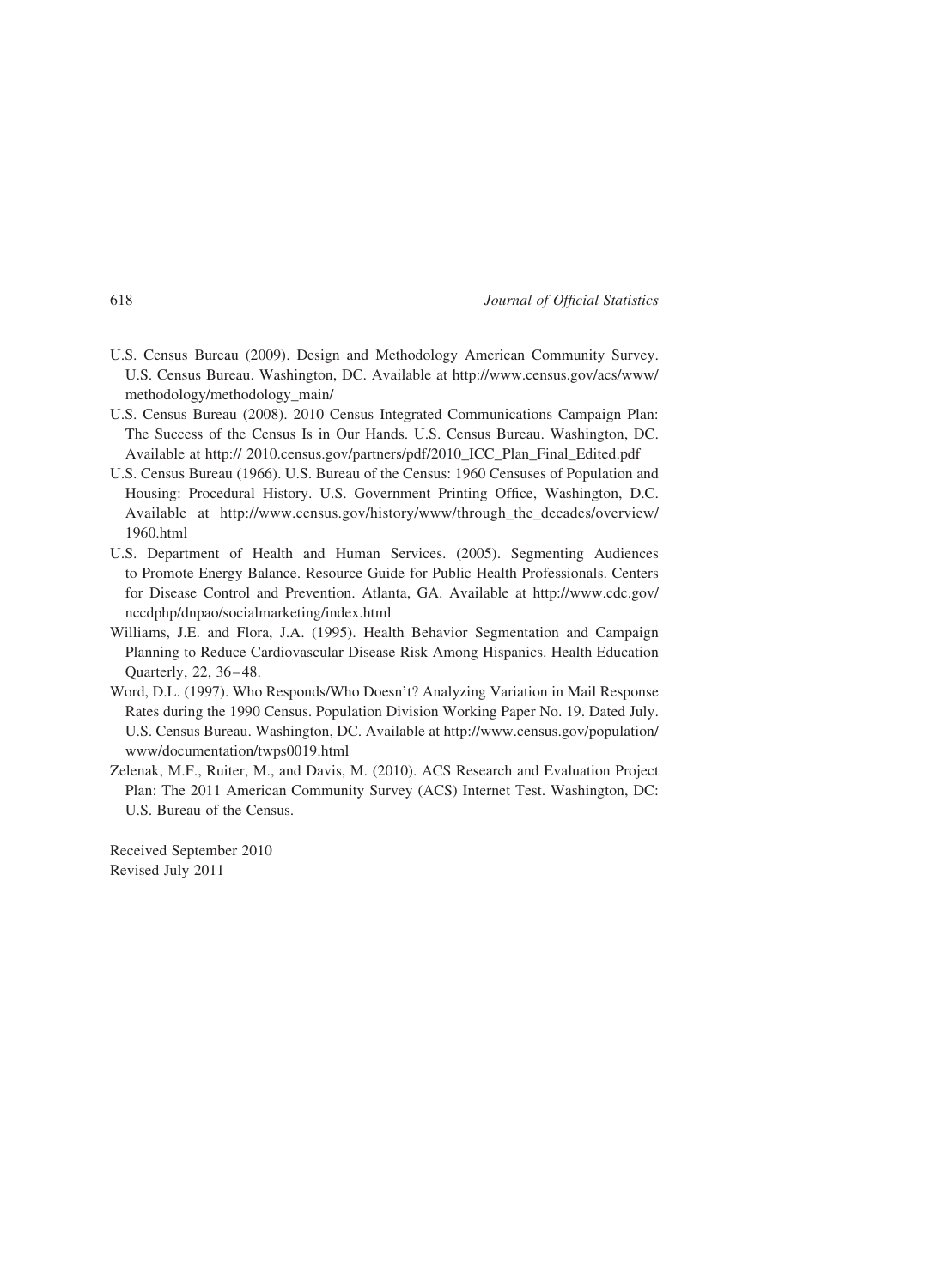U.S. Census Bureau (2009). Design and Methodology American Community Survey. U.S. Census Bureau. Washington, DC. Available at http://www.census.gov/acs/www/methodology/methodology_main/

U.S. Census Bureau (2008). 2010 Census Integrated Communications Campaign Plan: The Success of the Census Is in Our Hands. U.S. Census Bureau. Washington, DC. Available at http:// 2010.census.gov/partners/pdf/2010_ICC_Plan_Final_Edited.pdf

U.S. Census Bureau (1966). U.S. Bureau of the Census: 1960 Censuses of Population and Housing: Procedural History. U.S. Government Printing Office, Washington, D.C. Available at http://www.census.gov/history/www/through_the_decades/overview/1960.html

U.S. Department of Health and Human Services. (2005). Segmenting Audiences to Promote Energy Balance. Resource Guide for Public Health Professionals. Centers for Disease Control and Prevention. Atlanta, GA. Available at http://www.cdc.gov/nccdphp/dnpao/socialmarketing/index.html

Williams, J.E. and Flora, J.A. (1995). Health Behavior Segmentation and Campaign Planning to Reduce Cardiovascular Disease Risk Among Hispanics. Health Education Quarterly, 22, 36–48.

Word, D.L. (1997). Who Responds/Who Doesn't? Analyzing Variation in Mail Response Rates during the 1990 Census. Population Division Working Paper No. 19. Dated July. U.S. Census Bureau. Washington, DC. Available at http://www.census.gov/population/www/documentation/twps0019.html

Zelenak, M.F., Ruiter, M., and Davis, M. (2010). ACS Research and Evaluation Project Plan: The 2011 American Community Survey (ACS) Internet Test. Washington, DC: U.S. Bureau of the Census.

Received September 2010
Revised July 2011